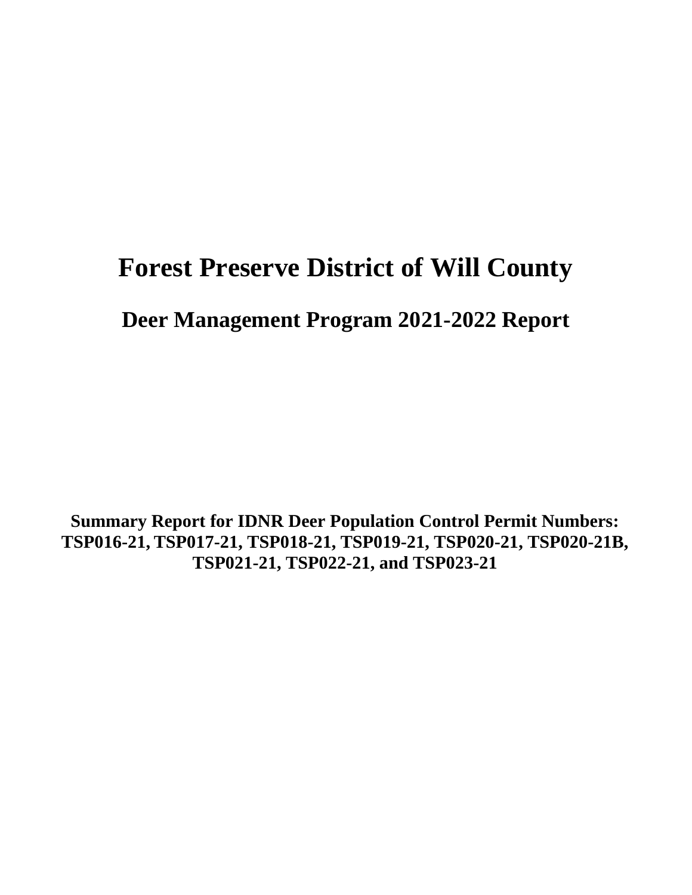# Forest Preserve District of Will County

## Deer Management Program 2021-2022 Report

**Summary Report for IDNR Deer Population Control Permit Numbers: TSP016-21, TSP017-21, TSP018-21, TSP019-21, TSP020-21, TSP020-21B, TSP021-21, TSP022-21, and TSP023-21**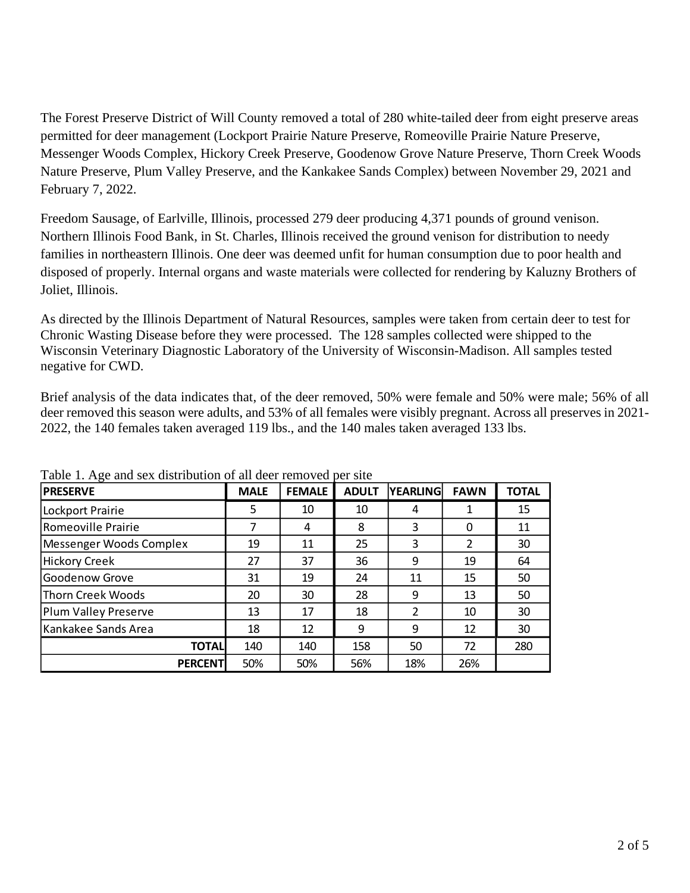The Forest Preserve District of Will County removed a total of 280 white-tailed deer from eight preserve areas permitted for deer management (Lockport Prairie Nature Preserve, Romeoville Prairie Nature Preserve, Messenger Woods Complex, Hickory Creek Preserve, Goodenow Grove Nature Preserve, Thorn Creek Woods Nature Preserve, Plum Valley Preserve, and the Kankakee Sands Complex) between November 29, 2021 and February 7, 2022.

Freedom Sausage, of Earlville, Illinois, processed 279 deer producing 4,371 pounds of ground venison. Northern Illinois Food Bank, in St. Charles, Illinois received the ground venison for distribution to needy families in northeastern Illinois. One deer was deemed unfit for human consumption due to poor health and disposed of properly. Internal organs and waste materials were collected for rendering by Kaluzny Brothers of Joliet, Illinois.

As directed by the Illinois Department of Natural Resources, samples were taken from certain deer to test for Chronic Wasting Disease before they were processed. The 128 samples collected were shipped to the Wisconsin Veterinary Diagnostic Laboratory of the University of Wisconsin-Madison. All samples tested negative for CWD.

Brief analysis of the data indicates that, of the deer removed, 50% were female and 50% were male; 56% of all deer removed this season were adults, and 53% of all females were visibly pregnant. Across all preserves in 2021-2022, the 140 females taken averaged 119 lbs., and the 140 males taken averaged 133 lbs.

Table 1. Age and sex distribution of all deer removed per site

| PRESERVE | MALE | FEMALE | ADULT | YEARLING | FAWN | TOTAL |
|---|---|---|---|---|---|---|
| Lockport Prairie | 5 | 10 | 10 | 4 | 1 | 15 |
| Romeoville Prairie | 7 | 4 | 8 | 3 | 0 | 11 |
| Messenger Woods Complex | 19 | 11 | 25 | 3 | 2 | 30 |
| Hickory Creek | 27 | 37 | 36 | 9 | 19 | 64 |
| Goodenow Grove | 31 | 19 | 24 | 11 | 15 | 50 |
| Thorn Creek Woods | 20 | 30 | 28 | 9 | 13 | 50 |
| Plum Valley Preserve | 13 | 17 | 18 | 2 | 10 | 30 |
| Kankakee Sands Area | 18 | 12 | 9 | 9 | 12 | 30 |
| **TOTAL** | 140 | 140 | 158 | 50 | 72 | 280 |
| **PERCENT** | 50% | 50% | 56% | 18% | 26% | |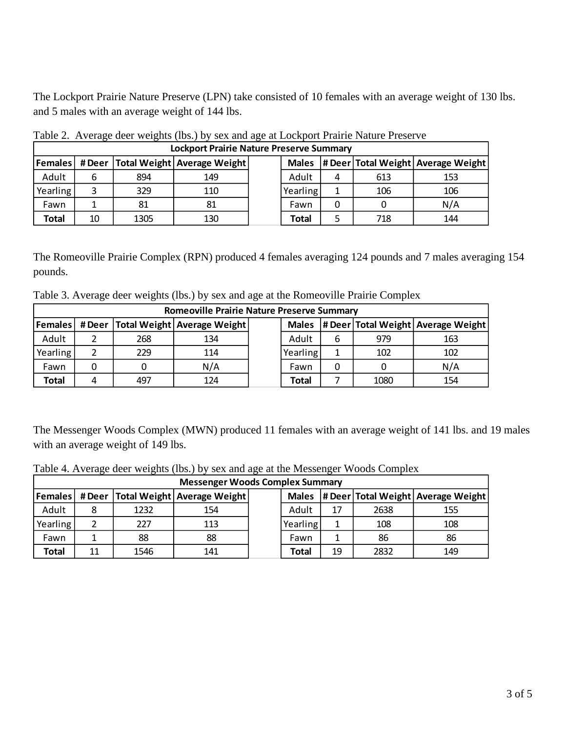The Lockport Prairie Nature Preserve (LPN) take consisted of 10 females with an average weight of 130 lbs. and 5 males with an average weight of 144 lbs.

Table 2. Average deer weights (lbs.) by sex and age at Lockport Prairie Nature Preserve

| Lockport Prairie Nature Preserve Summary | | | | | | | | |
|---|---|---|---|---|---|---|---|---|
| **Females** | **# Deer** | **Total Weight** | **Average Weight** | | **Males** | **# Deer** | **Total Weight** | **Average Weight** |
| Adult | 6 | 894 | 149 | | Adult | 4 | 613 | 153 |
| Yearling | 3 | 329 | 110 | | Yearling | 1 | 106 | 106 |
| Fawn | 1 | 81 | 81 | | Fawn | 0 | 0 | N/A |
| **Total** | 10 | 1305 | 130 | | **Total** | 5 | 718 | 144 |

The Romeoville Prairie Complex (RPN) produced 4 females averaging 124 pounds and 7 males averaging 154 pounds.

Table 3. Average deer weights (lbs.) by sex and age at the Romeoville Prairie Complex

| Romeoville Prairie Nature Preserve Summary | | | | | | | | |
|---|---|---|---|---|---|---|---|---|
| **Females** | **# Deer** | **Total Weight** | **Average Weight** | | **Males** | **# Deer** | **Total Weight** | **Average Weight** |
| Adult | 2 | 268 | 134 | | Adult | 6 | 979 | 163 |
| Yearling | 2 | 229 | 114 | | Yearling | 1 | 102 | 102 |
| Fawn | 0 | 0 | N/A | | Fawn | 0 | 0 | N/A |
| **Total** | 4 | 497 | 124 | | **Total** | 7 | 1080 | 154 |

The Messenger Woods Complex (MWN) produced 11 females with an average weight of 141 lbs. and 19 males with an average weight of 149 lbs.

Table 4. Average deer weights (lbs.) by sex and age at the Messenger Woods Complex

| Messenger Woods Complex Summary | | | | | | | | |
|---|---|---|---|---|---|---|---|---|
| **Females** | **# Deer** | **Total Weight** | **Average Weight** | | **Males** | **# Deer** | **Total Weight** | **Average Weight** |
| Adult | 8 | 1232 | 154 | | Adult | 17 | 2638 | 155 |
| Yearling | 2 | 227 | 113 | | Yearling | 1 | 108 | 108 |
| Fawn | 1 | 88 | 88 | | Fawn | 1 | 86 | 86 |
| **Total** | 11 | 1546 | 141 | | **Total** | 19 | 2832 | 149 |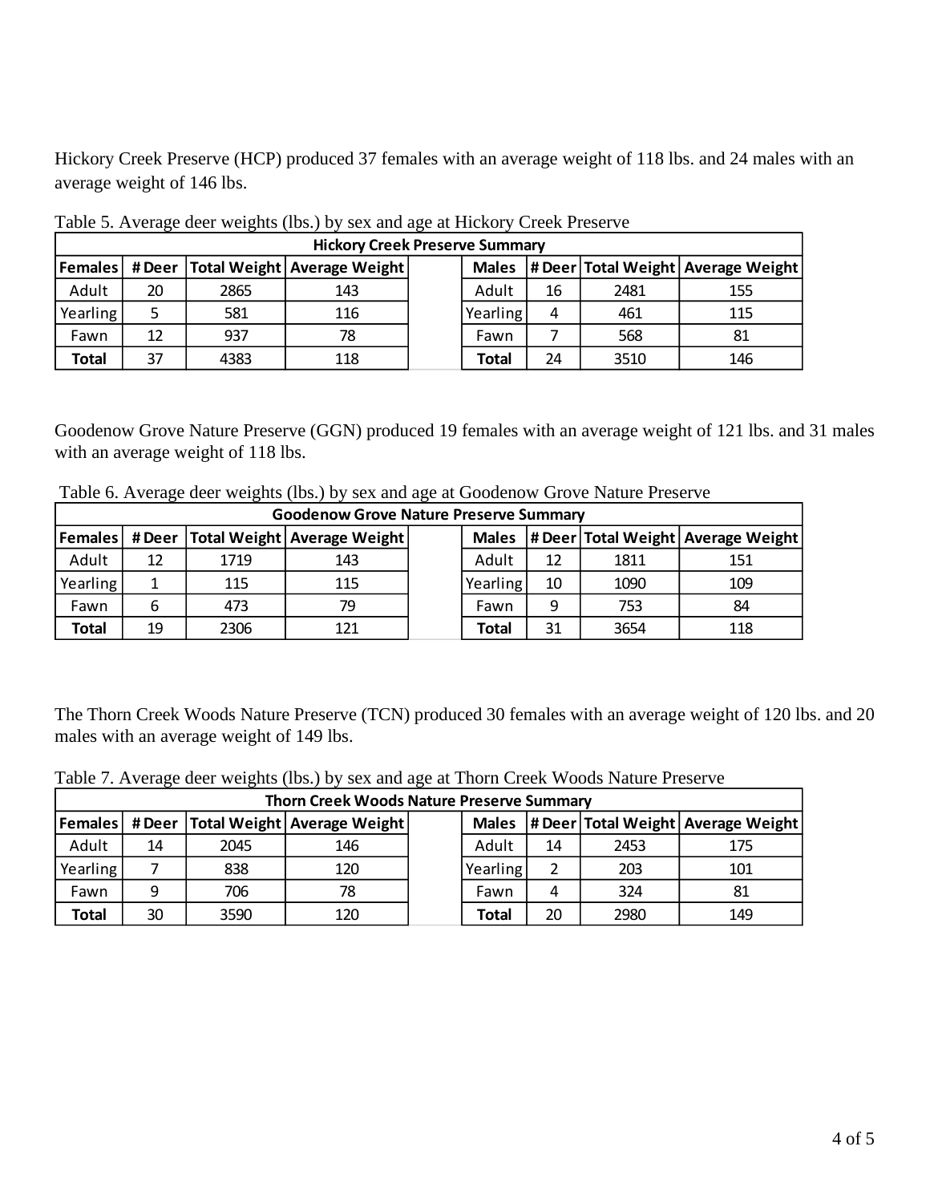Hickory Creek Preserve (HCP) produced 37 females with an average weight of 118 lbs. and 24 males with an average weight of 146 lbs.

Table 5. Average deer weights (lbs.) by sex and age at Hickory Creek Preserve

| Hickory Creek Preserve Summary | | | | | | | | |
|---|---|---|---|---|---|---|---|---|
| **Females** | **# Deer** | **Total Weight** | **Average Weight** | | **Males** | **# Deer** | **Total Weight** | **Average Weight** |
| Adult | 20 | 2865 | 143 | | Adult | 16 | 2481 | 155 |
| Yearling | 5 | 581 | 116 | | Yearling | 4 | 461 | 115 |
| Fawn | 12 | 937 | 78 | | Fawn | 7 | 568 | 81 |
| **Total** | 37 | 4383 | 118 | | **Total** | 24 | 3510 | 146 |

Goodenow Grove Nature Preserve (GGN) produced 19 females with an average weight of 121 lbs. and 31 males with an average weight of 118 lbs.

Table 6. Average deer weights (lbs.) by sex and age at Goodenow Grove Nature Preserve

| Goodenow Grove Nature Preserve Summary | | | | | | | | |
|---|---|---|---|---|---|---|---|---|
| **Females** | **# Deer** | **Total Weight** | **Average Weight** | | **Males** | **# Deer** | **Total Weight** | **Average Weight** |
| Adult | 12 | 1719 | 143 | | Adult | 12 | 1811 | 151 |
| Yearling | 1 | 115 | 115 | | Yearling | 10 | 1090 | 109 |
| Fawn | 6 | 473 | 79 | | Fawn | 9 | 753 | 84 |
| **Total** | 19 | 2306 | 121 | | **Total** | 31 | 3654 | 118 |

The Thorn Creek Woods Nature Preserve (TCN) produced 30 females with an average weight of 120 lbs. and 20 males with an average weight of 149 lbs.

Table 7. Average deer weights (lbs.) by sex and age at Thorn Creek Woods Nature Preserve

| Thorn Creek Woods Nature Preserve Summary | | | | | | | | |
|---|---|---|---|---|---|---|---|---|
| **Females** | **# Deer** | **Total Weight** | **Average Weight** | | **Males** | **# Deer** | **Total Weight** | **Average Weight** |
| Adult | 14 | 2045 | 146 | | Adult | 14 | 2453 | 175 |
| Yearling | 7 | 838 | 120 | | Yearling | 2 | 203 | 101 |
| Fawn | 9 | 706 | 78 | | Fawn | 4 | 324 | 81 |
| **Total** | 30 | 3590 | 120 | | **Total** | 20 | 2980 | 149 |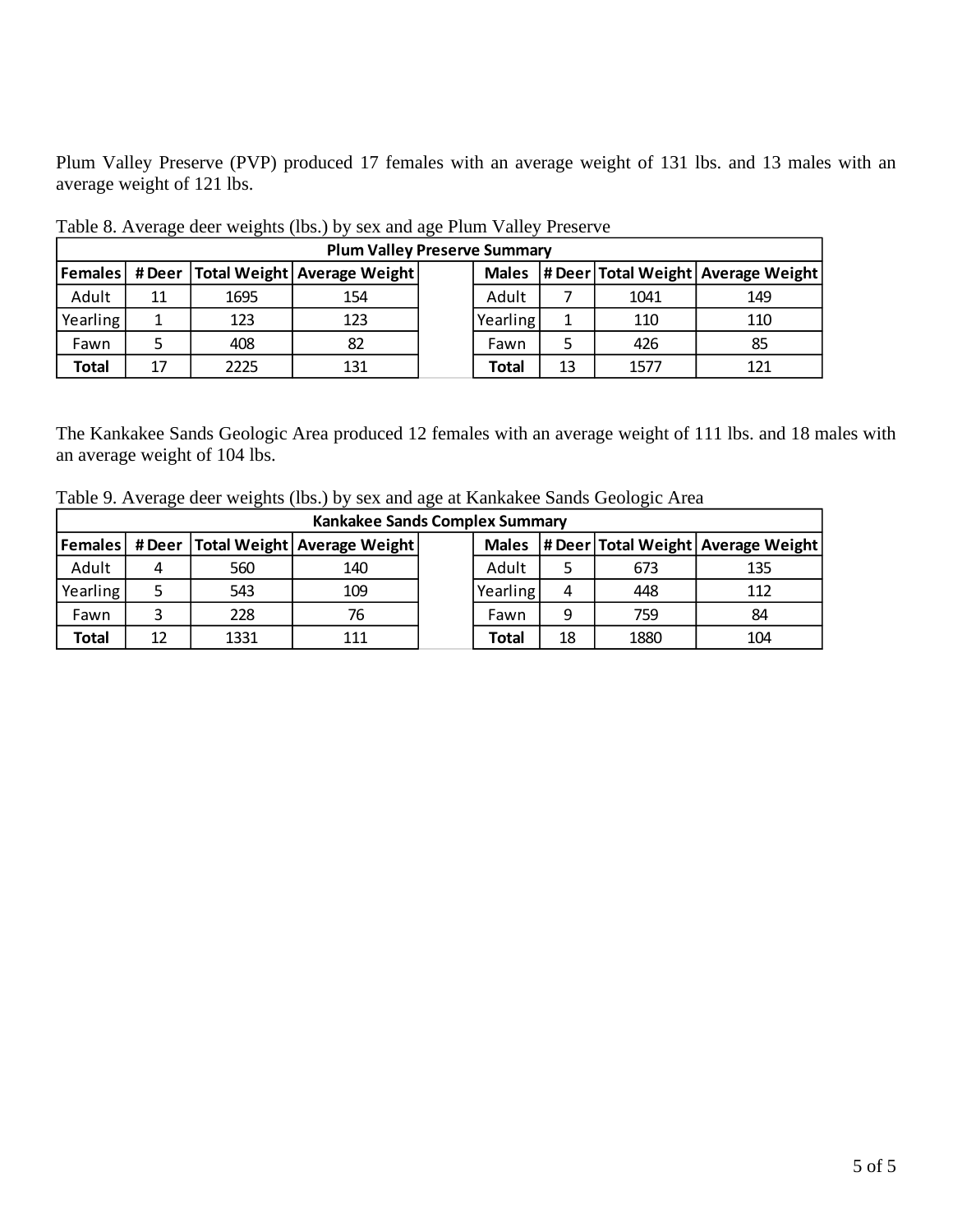Plum Valley Preserve (PVP) produced 17 females with an average weight of 131 lbs. and 13 males with an average weight of 121 lbs.

Table 8. Average deer weights (lbs.) by sex and age Plum Valley Preserve

| Plum Valley Preserve Summary | | | | | | | | |
|---|---|---|---|---|---|---|---|---|
| **Females** | **# Deer** | **Total Weight** | **Average Weight** | | **Males** | **# Deer** | **Total Weight** | **Average Weight** |
| Adult | 11 | 1695 | 154 | | Adult | 7 | 1041 | 149 |
| Yearling | 1 | 123 | 123 | | Yearling | 1 | 110 | 110 |
| Fawn | 5 | 408 | 82 | | Fawn | 5 | 426 | 85 |
| **Total** | 17 | 2225 | 131 | | **Total** | 13 | 1577 | 121 |

The Kankakee Sands Geologic Area produced 12 females with an average weight of 111 lbs. and 18 males with an average weight of 104 lbs.

Table 9. Average deer weights (lbs.) by sex and age at Kankakee Sands Geologic Area

| Kankakee Sands Complex Summary | | | | | | | | |
|---|---|---|---|---|---|---|---|---|
| **Females** | **# Deer** | **Total Weight** | **Average Weight** | | **Males** | **# Deer** | **Total Weight** | **Average Weight** |
| Adult | 4 | 560 | 140 | | Adult | 5 | 673 | 135 |
| Yearling | 5 | 543 | 109 | | Yearling | 4 | 448 | 112 |
| Fawn | 3 | 228 | 76 | | Fawn | 9 | 759 | 84 |
| **Total** | 12 | 1331 | 111 | | **Total** | 18 | 1880 | 104 |